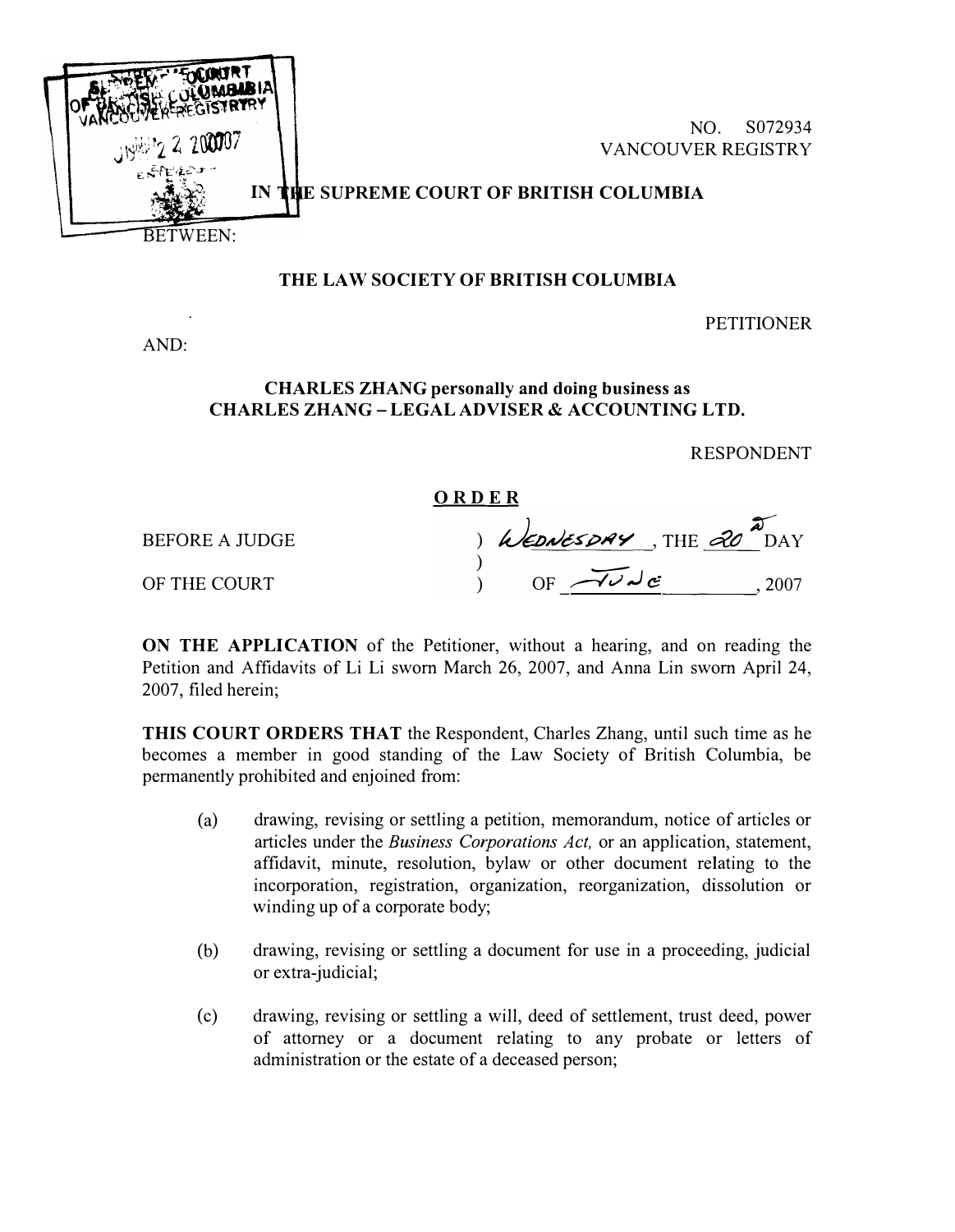SUPREME COURT OF BRITISH COLUMBIA
VANCOUVER REGISTRY
JUN 22 2007
ENTERED

NO. S072934
VANCOUVER REGISTRY

**IN THE SUPREME COURT OF BRITISH COLUMBIA**

BETWEEN:

**THE LAW SOCIETY OF BRITISH COLUMBIA**

PETITIONER

AND:

**CHARLES ZHANG personally and doing business as CHARLES ZHANG – LEGAL ADVISER & ACCOUNTING LTD.**

RESPONDENT

**ORDER**

| | | |
|---|---|---|
| BEFORE A JUDGE | ) | WEDNESDAY, THE 20th DAY |
| | ) | |
| OF THE COURT | ) | OF JUNE, 2007 |

**ON THE APPLICATION** of the Petitioner, without a hearing, and on reading the Petition and Affidavits of Li Li sworn March 26, 2007, and Anna Lin sworn April 24, 2007, filed herein;

**THIS COURT ORDERS THAT** the Respondent, Charles Zhang, until such time as he becomes a member in good standing of the Law Society of British Columbia, be permanently prohibited and enjoined from:

(a) drawing, revising or settling a petition, memorandum, notice of articles or articles under the *Business Corporations Act,* or an application, statement, affidavit, minute, resolution, bylaw or other document relating to the incorporation, registration, organization, reorganization, dissolution or winding up of a corporate body;

(b) drawing, revising or settling a document for use in a proceeding, judicial or extra-judicial;

(c) drawing, revising or settling a will, deed of settlement, trust deed, power of attorney or a document relating to any probate or letters of administration or the estate of a deceased person;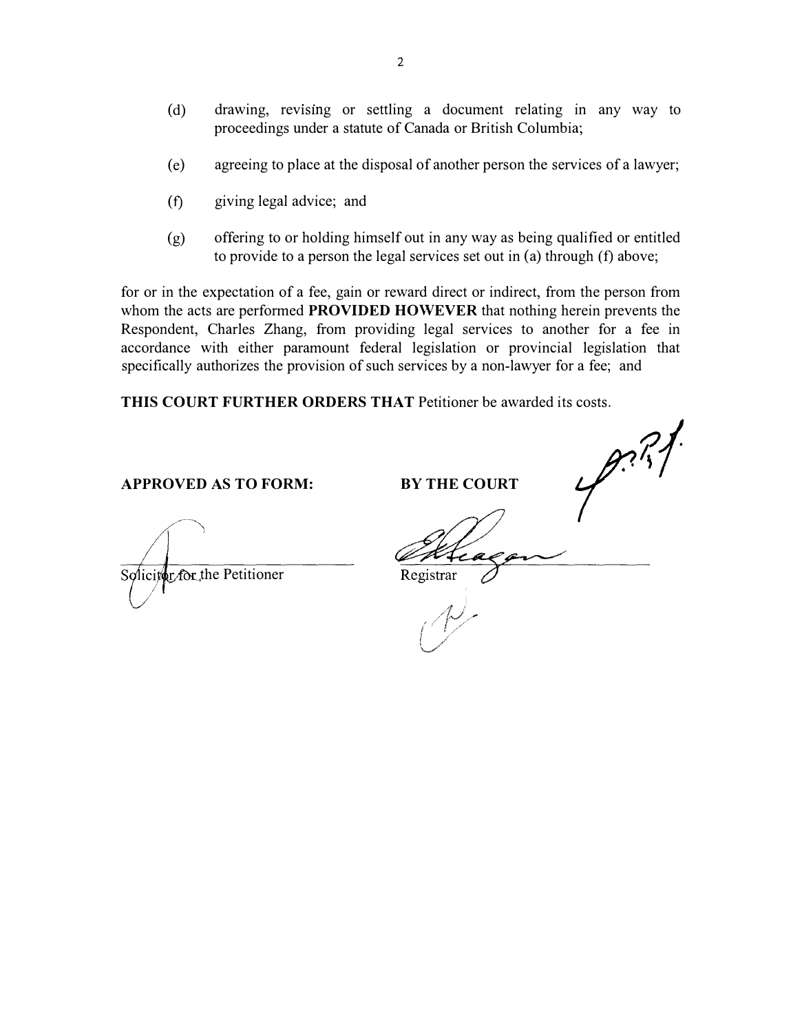(d) drawing, revising or settling a document relating in any way to proceedings under a statute of Canada or British Columbia;

(e) agreeing to place at the disposal of another person the services of a lawyer;

(f) giving legal advice; and

(g) offering to or holding himself out in any way as being qualified or entitled to provide to a person the legal services set out in (a) through (f) above;

for or in the expectation of a fee, gain or reward direct or indirect, from the person from whom the acts are performed **PROVIDED HOWEVER** that nothing herein prevents the Respondent, Charles Zhang, from providing legal services to another for a fee in accordance with either paramount federal legislation or provincial legislation that specifically authorizes the provision of such services by a non-lawyer for a fee; and

**THIS COURT FURTHER ORDERS THAT** Petitioner be awarded its costs.

**APPROVED AS TO FORM:**

Solicitor for the Petitioner

**BY THE COURT**

Registrar